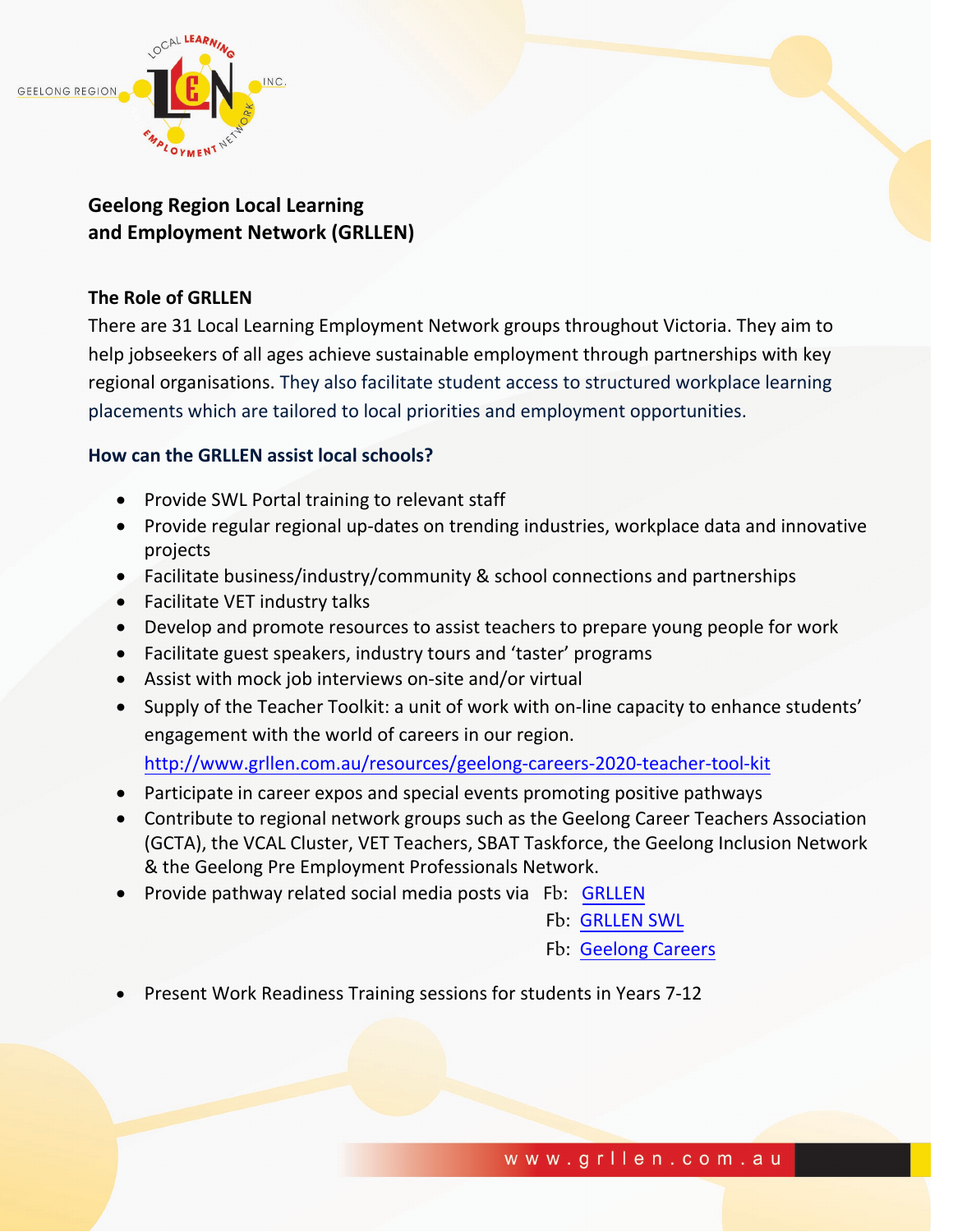# Geelong Region Local Learning and Employment Network (GRLLEN)

## The Role of GRLLEN

There are 31 Local Learning Employment Network groups throughout Victoria. They aim to help jobseekers of all ages achieve sustainable employment through partnerships with key regional organisations. They also facilitate student access to structured workplace learning placements which are tailored to local priorities and employment opportunities.

## How can the GRLLEN assist local schools?

- Provide SWL Portal training to relevant staff
- Provide regular regional up-dates on trending industries, workplace data and innovative projects
- Facilitate business/industry/community & school connections and partnerships
- Facilitate VET industry talks
- Develop and promote resources to assist teachers to prepare young people for work
- Facilitate guest speakers, industry tours and 'taster' programs
- Assist with mock job interviews on-site and/or virtual
- Supply of the Teacher Toolkit: a unit of work with on-line capacity to enhance students' engagement with the world of careers in our region.
  http://www.grllen.com.au/resources/geelong-careers-2020-teacher-tool-kit
- Participate in career expos and special events promoting positive pathways
- Contribute to regional network groups such as the Geelong Career Teachers Association (GCTA), the VCAL Cluster, VET Teachers, SBAT Taskforce, the Geelong Inclusion Network & the Geelong Pre Employment Professionals Network.
- Provide pathway related social media posts via
  - Fb: GRLLEN
  - Fb: GRLLEN SWL
  - Fb: Geelong Careers
- Present Work Readiness Training sessions for students in Years 7-12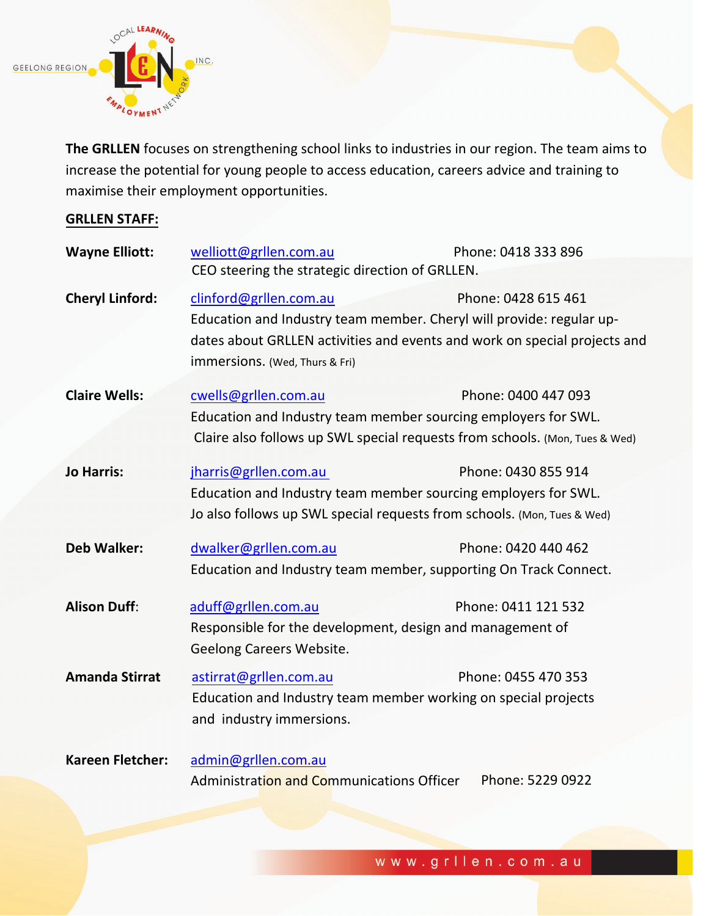**The GRLLEN** focuses on strengthening school links to industries in our region. The team aims to increase the potential for young people to access education, careers advice and training to maximise their employment opportunities.

**GRLLEN STAFF:**

**Wayne Elliott:** welliott@grllen.com.au Phone: 0418 333 896
CEO steering the strategic direction of GRLLEN.

**Cheryl Linford:** clinford@grllen.com.au Phone: 0428 615 461
Education and Industry team member. Cheryl will provide: regular updates about GRLLEN activities and events and work on special projects and immersions. (Wed, Thurs & Fri)

**Claire Wells:** cwells@grllen.com.au Phone: 0400 447 093
Education and Industry team member sourcing employers for SWL. Claire also follows up SWL special requests from schools. (Mon, Tues & Wed)

**Jo Harris:** jharris@grllen.com.au Phone: 0430 855 914
Education and Industry team member sourcing employers for SWL. Jo also follows up SWL special requests from schools. (Mon, Tues & Wed)

**Deb Walker:** dwalker@grllen.com.au Phone: 0420 440 462
Education and Industry team member, supporting On Track Connect.

**Alison Duff**: aduff@grllen.com.au Phone: 0411 121 532
Responsible for the development, design and management of Geelong Careers Website.

**Amanda Stirrat** astirrat@grllen.com.au Phone: 0455 470 353
Education and Industry team member working on special projects and industry immersions.

**Kareen Fletcher:** admin@grllen.com.au
Administration and Communications Officer Phone: 5229 0922

www.grllen.com.au